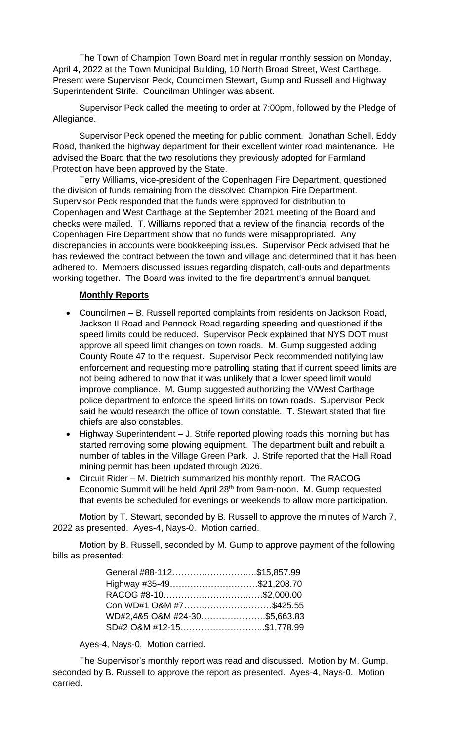The Town of Champion Town Board met in regular monthly session on Monday, April 4, 2022 at the Town Municipal Building, 10 North Broad Street, West Carthage. Present were Supervisor Peck, Councilmen Stewart, Gump and Russell and Highway Superintendent Strife. Councilman Uhlinger was absent.

Supervisor Peck called the meeting to order at 7:00pm, followed by the Pledge of Allegiance.

Supervisor Peck opened the meeting for public comment. Jonathan Schell, Eddy Road, thanked the highway department for their excellent winter road maintenance. He advised the Board that the two resolutions they previously adopted for Farmland Protection have been approved by the State.

Terry Williams, vice-president of the Copenhagen Fire Department, questioned the division of funds remaining from the dissolved Champion Fire Department. Supervisor Peck responded that the funds were approved for distribution to Copenhagen and West Carthage at the September 2021 meeting of the Board and checks were mailed. T. Williams reported that a review of the financial records of the Copenhagen Fire Department show that no funds were misappropriated. Any discrepancies in accounts were bookkeeping issues. Supervisor Peck advised that he has reviewed the contract between the town and village and determined that it has been adhered to. Members discussed issues regarding dispatch, call-outs and departments working together. The Board was invited to the fire department's annual banquet.

**Monthly Reports**

- Councilmen – B. Russell reported complaints from residents on Jackson Road, Jackson II Road and Pennock Road regarding speeding and questioned if the speed limits could be reduced. Supervisor Peck explained that NYS DOT must approve all speed limit changes on town roads. M. Gump suggested adding County Route 47 to the request. Supervisor Peck recommended notifying law enforcement and requesting more patrolling stating that if current speed limits are not being adhered to now that it was unlikely that a lower speed limit would improve compliance. M. Gump suggested authorizing the V/West Carthage police department to enforce the speed limits on town roads. Supervisor Peck said he would research the office of town constable. T. Stewart stated that fire chiefs are also constables.
- Highway Superintendent – J. Strife reported plowing roads this morning but has started removing some plowing equipment. The department built and rebuilt a number of tables in the Village Green Park. J. Strife reported that the Hall Road mining permit has been updated through 2026.
- Circuit Rider – M. Dietrich summarized his monthly report. The RACOG Economic Summit will be held April 28th from 9am-noon. M. Gump requested that events be scheduled for evenings or weekends to allow more participation.

Motion by T. Stewart, seconded by B. Russell to approve the minutes of March 7, 2022 as presented. Ayes-4, Nays-0. Motion carried.

Motion by B. Russell, seconded by M. Gump to approve payment of the following bills as presented:

General #88-112………………………..$15,857.99
Highway #35-49…………………………$21,208.70
RACOG #8-10…………………………….$2,000.00
Con WD#1 O&M #7………………………..$425.55
WD#2,4&5 O&M #24-30…………………$5,663.83
SD#2 O&M #12-15………………………..$1,778.99

Ayes-4, Nays-0. Motion carried.

The Supervisor's monthly report was read and discussed. Motion by M. Gump, seconded by B. Russell to approve the report as presented. Ayes-4, Nays-0. Motion carried.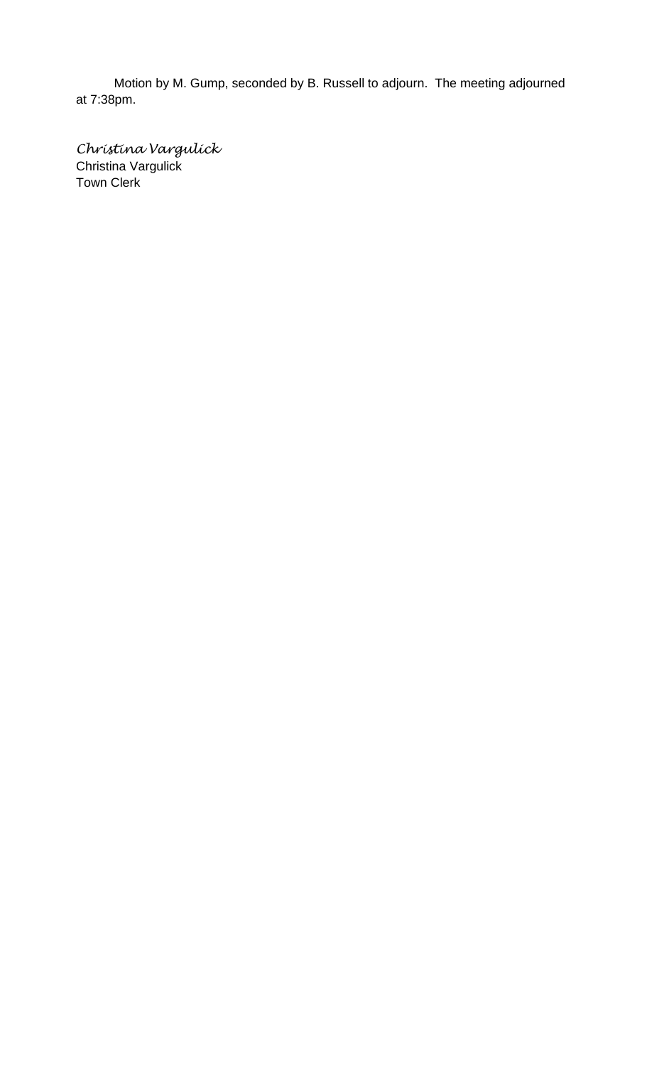Motion by M. Gump, seconded by B. Russell to adjourn. The meeting adjourned at 7:38pm.

*Christina Vargulick*
Christina Vargulick
Town Clerk